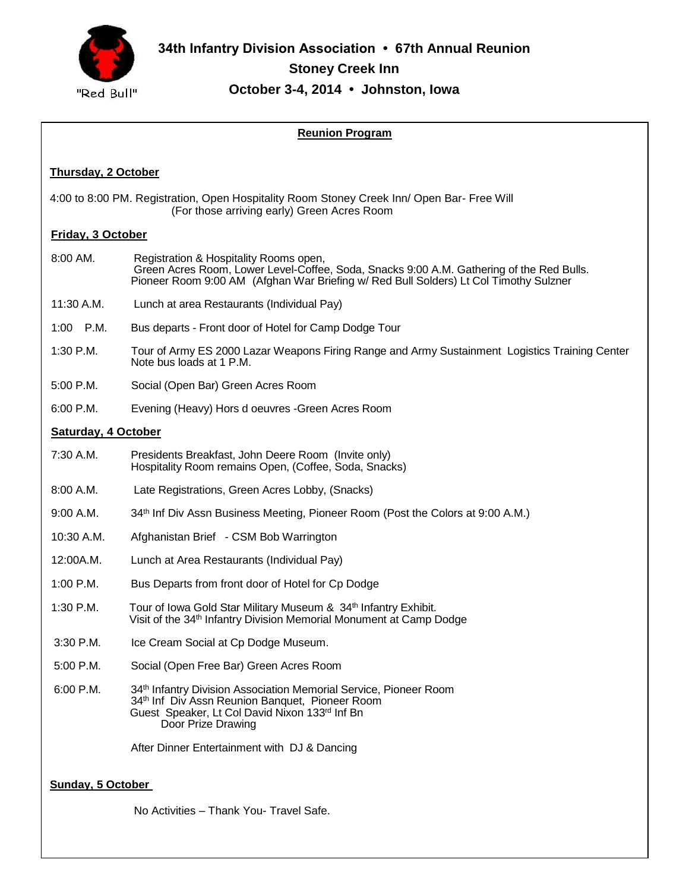"Red Bull"

# 34th Infantry Division Association • 67th Annual Reunion

## Stoney Creek Inn

## October 3-4, 2014 • Johnston, Iowa

### Reunion Program

**Thursday, 2 October**

4:00 to 8:00 PM. Registration, Open Hospitality Room Stoney Creek Inn/ Open Bar- Free Will (For those arriving early) Green Acres Room

**Friday, 3 October**

8:00 AM. Registration & Hospitality Rooms open, Green Acres Room, Lower Level-Coffee, Soda, Snacks 9:00 A.M. Gathering of the Red Bulls. Pioneer Room 9:00 AM (Afghan War Briefing w/ Red Bull Solders) Lt Col Timothy Sulzner

11:30 A.M. Lunch at area Restaurants (Individual Pay)

1:00 P.M. Bus departs - Front door of Hotel for Camp Dodge Tour

1:30 P.M. Tour of Army ES 2000 Lazar Weapons Firing Range and Army Sustainment Logistics Training Center Note bus loads at 1 P.M.

5:00 P.M. Social (Open Bar) Green Acres Room

6:00 P.M. Evening (Heavy) Hors d oeuvres -Green Acres Room

**Saturday, 4 October**

7:30 A.M. Presidents Breakfast, John Deere Room (Invite only) Hospitality Room remains Open, (Coffee, Soda, Snacks)

8:00 A.M. Late Registrations, Green Acres Lobby, (Snacks)

9:00 A.M. 34th Inf Div Assn Business Meeting, Pioneer Room (Post the Colors at 9:00 A.M.)

10:30 A.M. Afghanistan Brief - CSM Bob Warrington

12:00A.M. Lunch at Area Restaurants (Individual Pay)

1:00 P.M. Bus Departs from front door of Hotel for Cp Dodge

1:30 P.M. Tour of Iowa Gold Star Military Museum & 34th Infantry Exhibit. Visit of the 34th Infantry Division Memorial Monument at Camp Dodge

3:30 P.M. Ice Cream Social at Cp Dodge Museum.

5:00 P.M. Social (Open Free Bar) Green Acres Room

6:00 P.M. 34th Infantry Division Association Memorial Service, Pioneer Room
34th Inf Div Assn Reunion Banquet, Pioneer Room
Guest Speaker, Lt Col David Nixon 133rd Inf Bn
Door Prize Drawing

After Dinner Entertainment with DJ & Dancing

**Sunday, 5 October**

No Activities – Thank You- Travel Safe.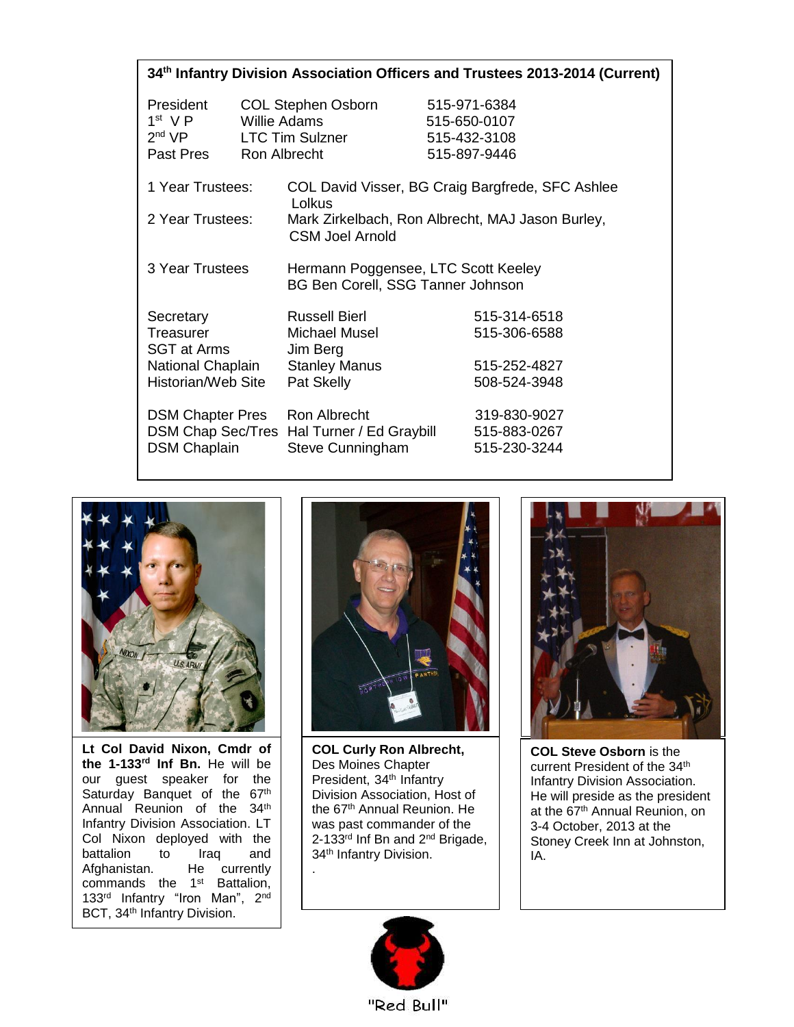## 34th Infantry Division Association Officers and Trustees 2013-2014 (Current)

| | | |
|---|---|---|
| President | COL Stephen Osborn | 515-971-6384 |
| 1st V P | Willie Adams | 515-650-0107 |
| 2nd VP | LTC Tim Sulzner | 515-432-3108 |
| Past Pres | Ron Albrecht | 515-897-9446 |

| | |
|---|---|
| 1 Year Trustees: | COL David Visser, BG Craig Bargfrede, SFC Ashlee Lolkus |
| 2 Year Trustees: | Mark Zirkelbach, Ron Albrecht, MAJ Jason Burley, CSM Joel Arnold |
| 3 Year Trustees | Hermann Poggensee, LTC Scott Keeley BG Ben Corell, SSG Tanner Johnson |

| | | |
|---|---|---|
| Secretary | Russell Bierl | 515-314-6518 |
| Treasurer | Michael Musel | 515-306-6588 |
| SGT at Arms | Jim Berg | |
| National Chaplain | Stanley Manus | 515-252-4827 |
| Historian/Web Site | Pat Skelly | 508-524-3948 |
| DSM Chapter Pres | Ron Albrecht | 319-830-9027 |
| DSM Chap Sec/Tres | Hal Turner / Ed Graybill | 515-883-0267 |
| DSM Chaplain | Steve Cunningham | 515-230-3244 |

**Lt Col David Nixon, Cmdr of the 1-133rd Inf Bn.** He will be our guest speaker for the Saturday Banquet of the 67th Annual Reunion of the 34th Infantry Division Association. LT Col Nixon deployed with the battalion to Iraq and Afghanistan. He currently commands the 1st Battalion, 133rd Infantry "Iron Man", 2nd BCT, 34th Infantry Division.

**COL Curly Ron Albrecht,** Des Moines Chapter President, 34th Infantry Division Association, Host of the 67th Annual Reunion. He was past commander of the 2-133rd Inf Bn and 2nd Brigade, 34th Infantry Division.

**COL Steve Osborn** is the current President of the 34th Infantry Division Association. He will preside as the president at the 67th Annual Reunion, on 3-4 October, 2013 at the Stoney Creek Inn at Johnston, IA.

"Red Bull"